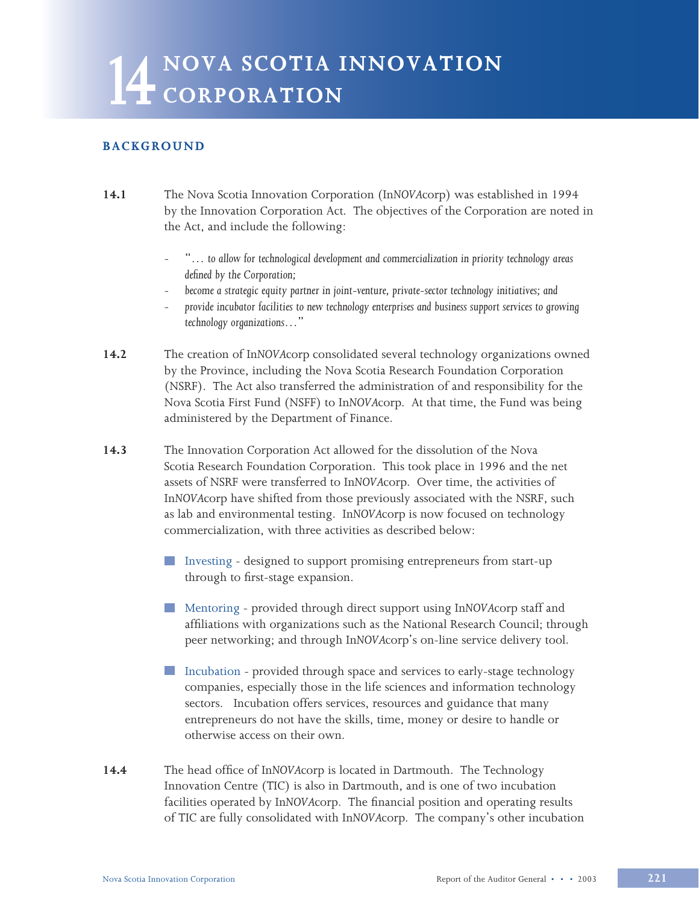# 14 NOVA SCOTIA INNOVATION CORPORATION

## BACKGROUND

**14.1** The Nova Scotia Innovation Corporation (In*NOVA*corp) was established in 1994 by the Innovation Corporation Act. The objectives of the Corporation are noted in the Act, and include the following:

- *"… to allow for technological development and commercialization in priority technology areas defined by the Corporation;*
- *become a strategic equity partner in joint-venture, private-sector technology initiatives; and*
- *provide incubator facilities to new technology enterprises and business support services to growing technology organizations…"*

**14.2** The creation of In*NOVA*corp consolidated several technology organizations owned by the Province, including the Nova Scotia Research Foundation Corporation (NSRF). The Act also transferred the administration of and responsibility for the Nova Scotia First Fund (NSFF) to In*NOVA*corp. At that time, the Fund was being administered by the Department of Finance.

**14.3** The Innovation Corporation Act allowed for the dissolution of the Nova Scotia Research Foundation Corporation. This took place in 1996 and the net assets of NSRF were transferred to In*NOVA*corp. Over time, the activities of In*NOVA*corp have shifted from those previously associated with the NSRF, such as lab and environmental testing. In*NOVA*corp is now focused on technology commercialization, with three activities as described below:

- Investing - designed to support promising entrepreneurs from start-up through to first-stage expansion.
- Mentoring - provided through direct support using In*NOVA*corp staff and affiliations with organizations such as the National Research Council; through peer networking; and through In*NOVA*corp's on-line service delivery tool.
- Incubation - provided through space and services to early-stage technology companies, especially those in the life sciences and information technology sectors. Incubation offers services, resources and guidance that many entrepreneurs do not have the skills, time, money or desire to handle or otherwise access on their own.

**14.4** The head office of In*NOVA*corp is located in Dartmouth. The Technology Innovation Centre (TIC) is also in Dartmouth, and is one of two incubation facilities operated by In*NOVA*corp. The financial position and operating results of TIC are fully consolidated with In*NOVA*corp. The company's other incubation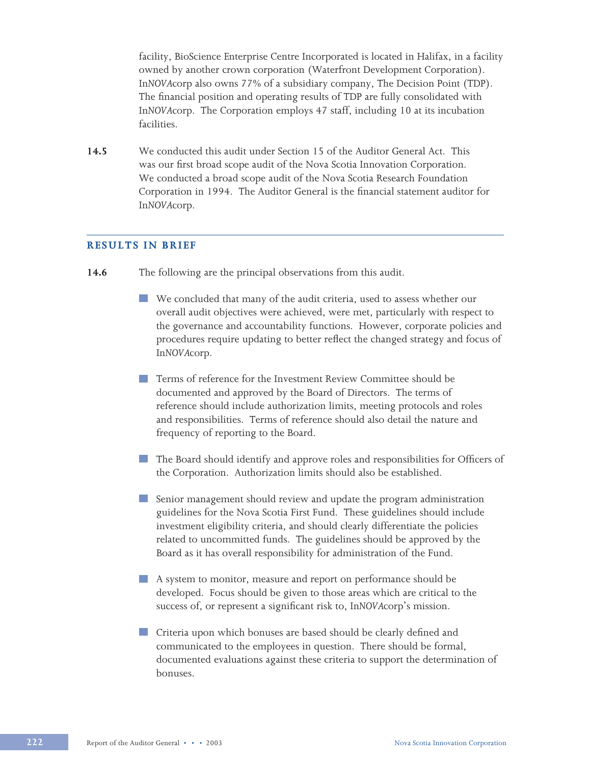facility, BioScience Enterprise Centre Incorporated is located in Halifax, in a facility owned by another crown corporation (Waterfront Development Corporation). In*NOVA*corp also owns 77% of a subsidiary company, The Decision Point (TDP). The financial position and operating results of TDP are fully consolidated with In*NOVA*corp. The Corporation employs 47 staff, including 10 at its incubation facilities.

**14.5** We conducted this audit under Section 15 of the Auditor General Act. This was our first broad scope audit of the Nova Scotia Innovation Corporation. We conducted a broad scope audit of the Nova Scotia Research Foundation Corporation in 1994. The Auditor General is the financial statement auditor for In*NOVA*corp.

## RESULTS IN BRIEF

**14.6** The following are the principal observations from this audit.

- We concluded that many of the audit criteria, used to assess whether our overall audit objectives were achieved, were met, particularly with respect to the governance and accountability functions. However, corporate policies and procedures require updating to better reflect the changed strategy and focus of In*NOVA*corp.

- Terms of reference for the Investment Review Committee should be documented and approved by the Board of Directors. The terms of reference should include authorization limits, meeting protocols and roles and responsibilities. Terms of reference should also detail the nature and frequency of reporting to the Board.

- The Board should identify and approve roles and responsibilities for Officers of the Corporation. Authorization limits should also be established.

- Senior management should review and update the program administration guidelines for the Nova Scotia First Fund. These guidelines should include investment eligibility criteria, and should clearly differentiate the policies related to uncommitted funds. The guidelines should be approved by the Board as it has overall responsibility for administration of the Fund.

- A system to monitor, measure and report on performance should be developed. Focus should be given to those areas which are critical to the success of, or represent a significant risk to, In*NOVA*corp's mission.

- Criteria upon which bonuses are based should be clearly defined and communicated to the employees in question. There should be formal, documented evaluations against these criteria to support the determination of bonuses.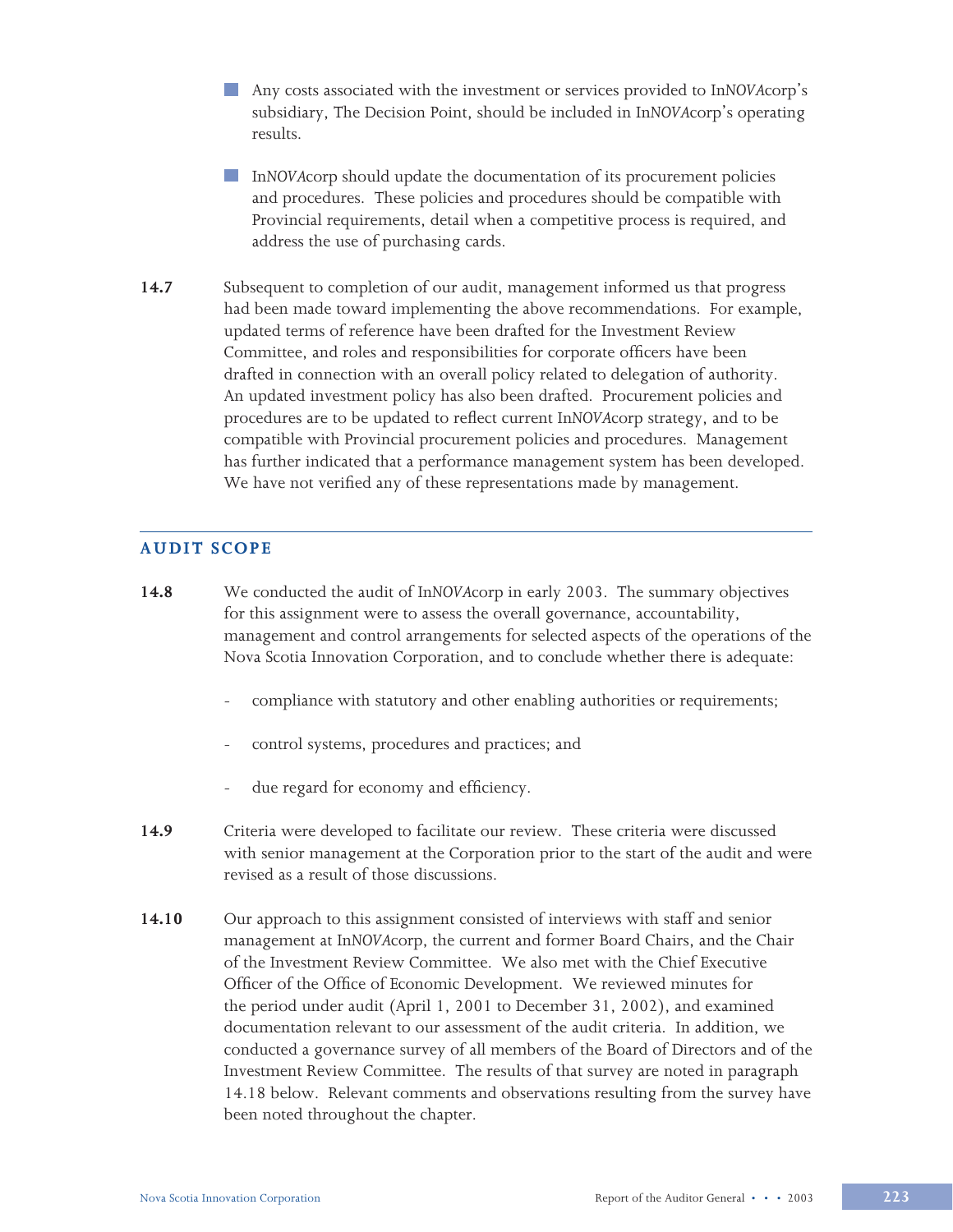- Any costs associated with the investment or services provided to In*NOVA*corp's subsidiary, The Decision Point, should be included in In*NOVA*corp's operating results.

- In*NOVA*corp should update the documentation of its procurement policies and procedures. These policies and procedures should be compatible with Provincial requirements, detail when a competitive process is required, and address the use of purchasing cards.

**14.7** Subsequent to completion of our audit, management informed us that progress had been made toward implementing the above recommendations. For example, updated terms of reference have been drafted for the Investment Review Committee, and roles and responsibilities for corporate officers have been drafted in connection with an overall policy related to delegation of authority. An updated investment policy has also been drafted. Procurement policies and procedures are to be updated to reflect current In*NOVA*corp strategy, and to be compatible with Provincial procurement policies and procedures. Management has further indicated that a performance management system has been developed. We have not verified any of these representations made by management.

## AUDIT SCOPE

**14.8** We conducted the audit of In*NOVA*corp in early 2003. The summary objectives for this assignment were to assess the overall governance, accountability, management and control arrangements for selected aspects of the operations of the Nova Scotia Innovation Corporation, and to conclude whether there is adequate:

- compliance with statutory and other enabling authorities or requirements;

- control systems, procedures and practices; and

- due regard for economy and efficiency.

**14.9** Criteria were developed to facilitate our review. These criteria were discussed with senior management at the Corporation prior to the start of the audit and were revised as a result of those discussions.

**14.10** Our approach to this assignment consisted of interviews with staff and senior management at In*NOVA*corp, the current and former Board Chairs, and the Chair of the Investment Review Committee. We also met with the Chief Executive Officer of the Office of Economic Development. We reviewed minutes for the period under audit (April 1, 2001 to December 31, 2002), and examined documentation relevant to our assessment of the audit criteria. In addition, we conducted a governance survey of all members of the Board of Directors and of the Investment Review Committee. The results of that survey are noted in paragraph 14.18 below. Relevant comments and observations resulting from the survey have been noted throughout the chapter.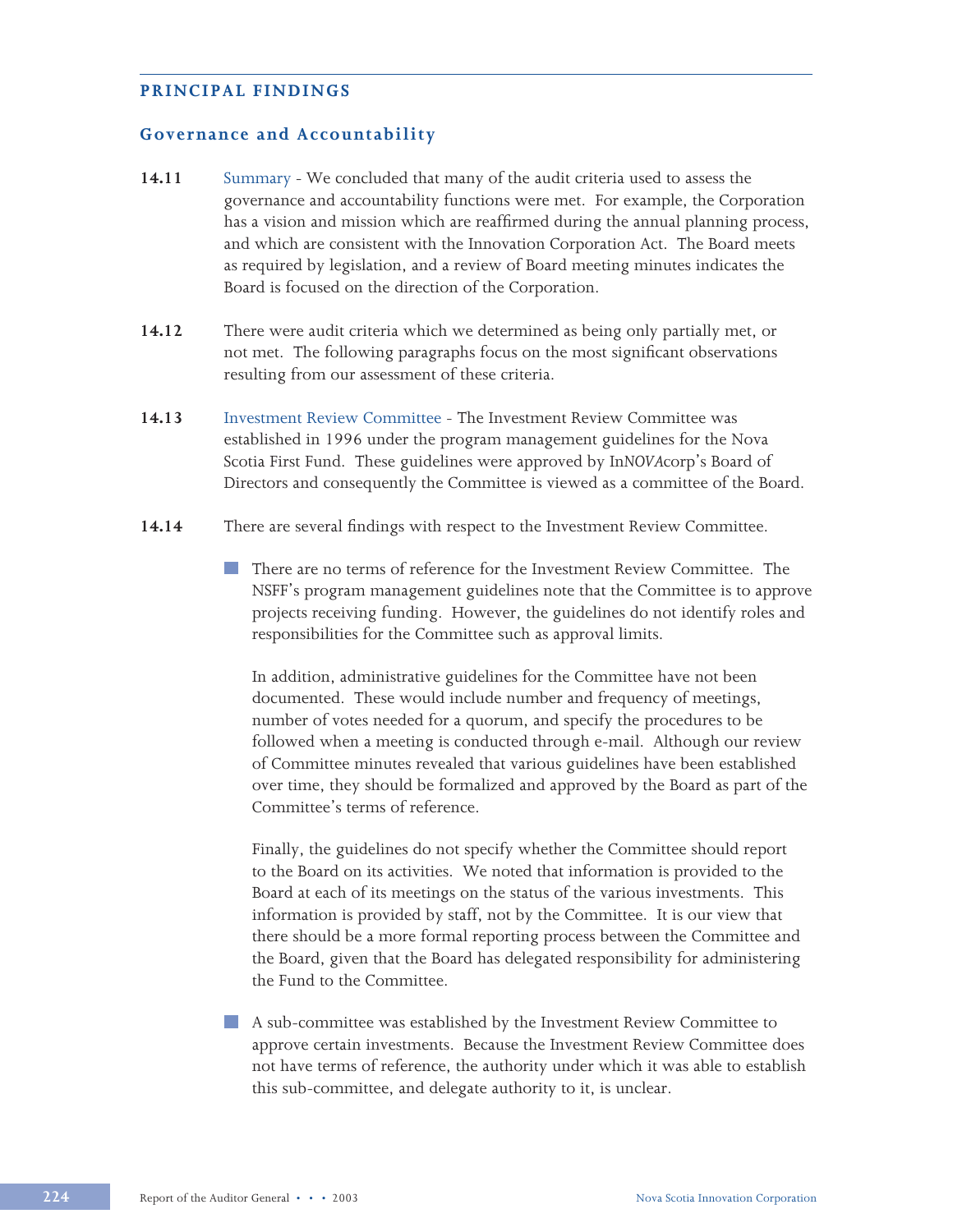## PRINCIPAL FINDINGS

### Governance and Accountability

**14.11** Summary - We concluded that many of the audit criteria used to assess the governance and accountability functions were met. For example, the Corporation has a vision and mission which are reaffirmed during the annual planning process, and which are consistent with the Innovation Corporation Act. The Board meets as required by legislation, and a review of Board meeting minutes indicates the Board is focused on the direction of the Corporation.

**14.12** There were audit criteria which we determined as being only partially met, or not met. The following paragraphs focus on the most significant observations resulting from our assessment of these criteria.

**14.13** Investment Review Committee - The Investment Review Committee was established in 1996 under the program management guidelines for the Nova Scotia First Fund. These guidelines were approved by In*NOVA*corp's Board of Directors and consequently the Committee is viewed as a committee of the Board.

**14.14** There are several findings with respect to the Investment Review Committee.

- There are no terms of reference for the Investment Review Committee. The NSFF's program management guidelines note that the Committee is to approve projects receiving funding. However, the guidelines do not identify roles and responsibilities for the Committee such as approval limits.

  In addition, administrative guidelines for the Committee have not been documented. These would include number and frequency of meetings, number of votes needed for a quorum, and specify the procedures to be followed when a meeting is conducted through e-mail. Although our review of Committee minutes revealed that various guidelines have been established over time, they should be formalized and approved by the Board as part of the Committee's terms of reference.

  Finally, the guidelines do not specify whether the Committee should report to the Board on its activities. We noted that information is provided to the Board at each of its meetings on the status of the various investments. This information is provided by staff, not by the Committee. It is our view that there should be a more formal reporting process between the Committee and the Board, given that the Board has delegated responsibility for administering the Fund to the Committee.

- A sub-committee was established by the Investment Review Committee to approve certain investments. Because the Investment Review Committee does not have terms of reference, the authority under which it was able to establish this sub-committee, and delegate authority to it, is unclear.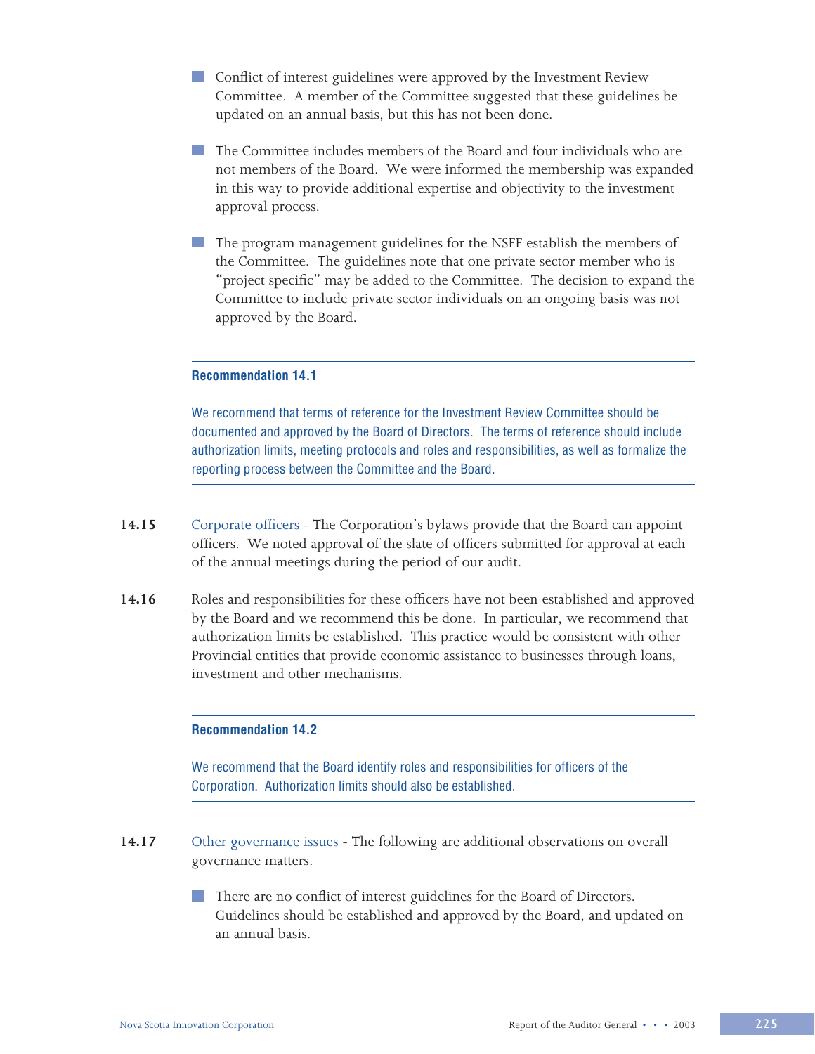- Conflict of interest guidelines were approved by the Investment Review Committee. A member of the Committee suggested that these guidelines be updated on an annual basis, but this has not been done.

- The Committee includes members of the Board and four individuals who are not members of the Board. We were informed the membership was expanded in this way to provide additional expertise and objectivity to the investment approval process.

- The program management guidelines for the NSFF establish the members of the Committee. The guidelines note that one private sector member who is "project specific" may be added to the Committee. The decision to expand the Committee to include private sector individuals on an ongoing basis was not approved by the Board.

---

**Recommendation 14.1**

We recommend that terms of reference for the Investment Review Committee should be documented and approved by the Board of Directors. The terms of reference should include authorization limits, meeting protocols and roles and responsibilities, as well as formalize the reporting process between the Committee and the Board.

---

**14.15** Corporate officers - The Corporation's bylaws provide that the Board can appoint officers. We noted approval of the slate of officers submitted for approval at each of the annual meetings during the period of our audit.

**14.16** Roles and responsibilities for these officers have not been established and approved by the Board and we recommend this be done. In particular, we recommend that authorization limits be established. This practice would be consistent with other Provincial entities that provide economic assistance to businesses through loans, investment and other mechanisms.

---

**Recommendation 14.2**

We recommend that the Board identify roles and responsibilities for officers of the Corporation. Authorization limits should also be established.

---

**14.17** Other governance issues - The following are additional observations on overall governance matters.

- There are no conflict of interest guidelines for the Board of Directors. Guidelines should be established and approved by the Board, and updated on an annual basis.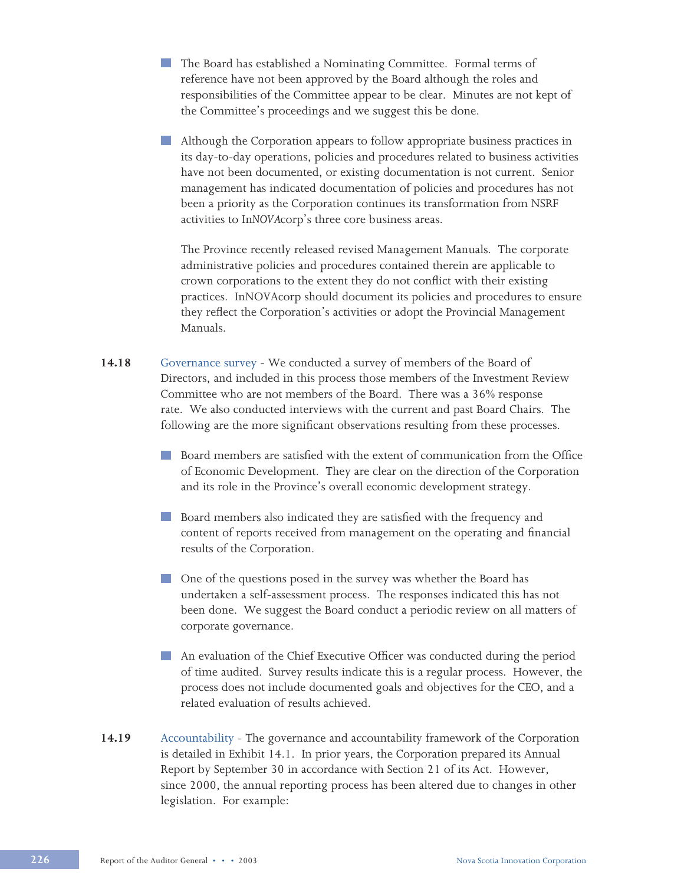- The Board has established a Nominating Committee. Formal terms of reference have not been approved by the Board although the roles and responsibilities of the Committee appear to be clear. Minutes are not kept of the Committee's proceedings and we suggest this be done.

- Although the Corporation appears to follow appropriate business practices in its day-to-day operations, policies and procedures related to business activities have not been documented, or existing documentation is not current. Senior management has indicated documentation of policies and procedures has not been a priority as the Corporation continues its transformation from NSRF activities to In*NOVA*corp's three core business areas.

  The Province recently released revised Management Manuals. The corporate administrative policies and procedures contained therein are applicable to crown corporations to the extent they do not conflict with their existing practices. InNOVAcorp should document its policies and procedures to ensure they reflect the Corporation's activities or adopt the Provincial Management Manuals.

**14.18** Governance survey - We conducted a survey of members of the Board of Directors, and included in this process those members of the Investment Review Committee who are not members of the Board. There was a 36% response rate. We also conducted interviews with the current and past Board Chairs. The following are the more significant observations resulting from these processes.

- Board members are satisfied with the extent of communication from the Office of Economic Development. They are clear on the direction of the Corporation and its role in the Province's overall economic development strategy.

- Board members also indicated they are satisfied with the frequency and content of reports received from management on the operating and financial results of the Corporation.

- One of the questions posed in the survey was whether the Board has undertaken a self-assessment process. The responses indicated this has not been done. We suggest the Board conduct a periodic review on all matters of corporate governance.

- An evaluation of the Chief Executive Officer was conducted during the period of time audited. Survey results indicate this is a regular process. However, the process does not include documented goals and objectives for the CEO, and a related evaluation of results achieved.

**14.19** Accountability - The governance and accountability framework of the Corporation is detailed in Exhibit 14.1. In prior years, the Corporation prepared its Annual Report by September 30 in accordance with Section 21 of its Act. However, since 2000, the annual reporting process has been altered due to changes in other legislation. For example: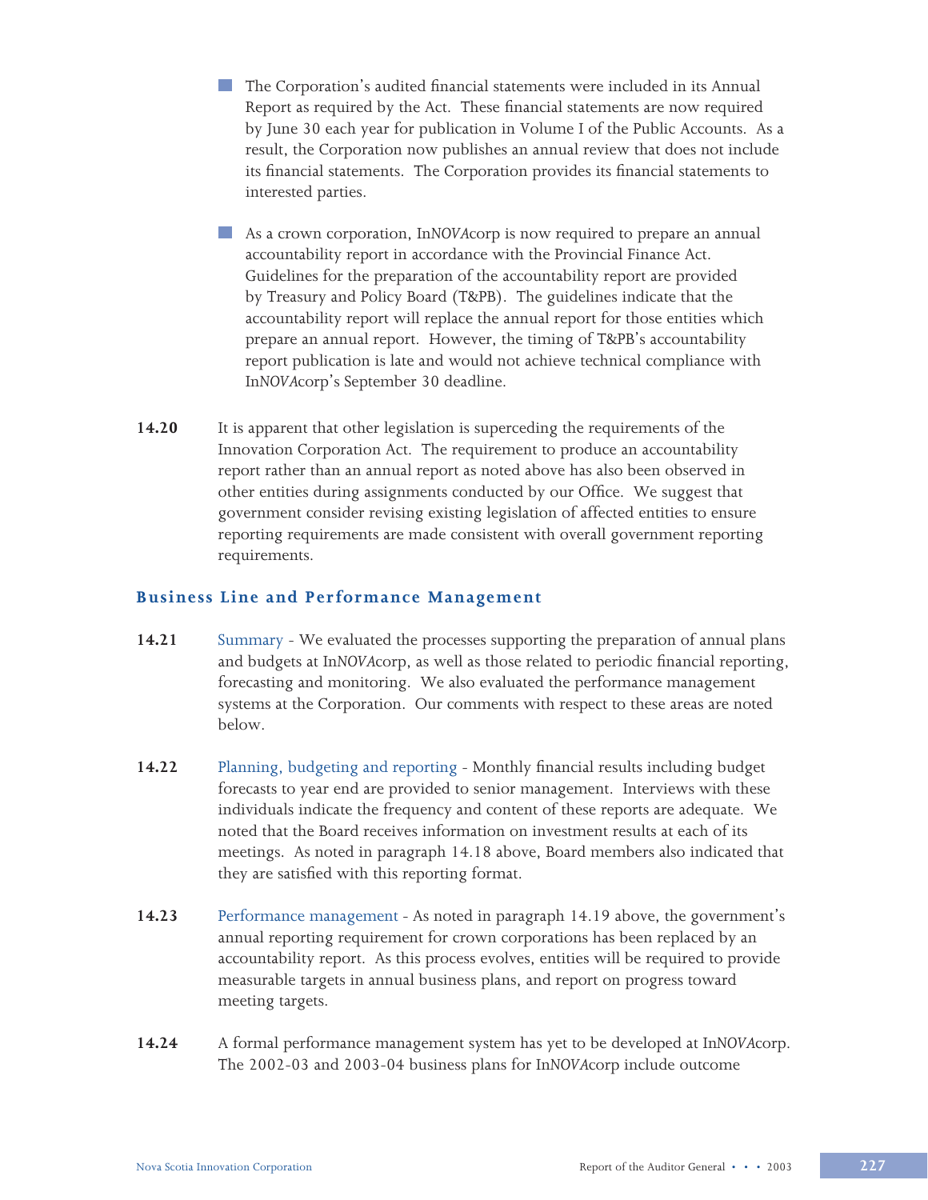- The Corporation's audited financial statements were included in its Annual Report as required by the Act. These financial statements are now required by June 30 each year for publication in Volume I of the Public Accounts. As a result, the Corporation now publishes an annual review that does not include its financial statements. The Corporation provides its financial statements to interested parties.

- As a crown corporation, In*NOVA*corp is now required to prepare an annual accountability report in accordance with the Provincial Finance Act. Guidelines for the preparation of the accountability report are provided by Treasury and Policy Board (T&PB). The guidelines indicate that the accountability report will replace the annual report for those entities which prepare an annual report. However, the timing of T&PB's accountability report publication is late and would not achieve technical compliance with In*NOVA*corp's September 30 deadline.

**14.20** It is apparent that other legislation is superceding the requirements of the Innovation Corporation Act. The requirement to produce an accountability report rather than an annual report as noted above has also been observed in other entities during assignments conducted by our Office. We suggest that government consider revising existing legislation of affected entities to ensure reporting requirements are made consistent with overall government reporting requirements.

## Business Line and Performance Management

**14.21** Summary - We evaluated the processes supporting the preparation of annual plans and budgets at In*NOVA*corp, as well as those related to periodic financial reporting, forecasting and monitoring. We also evaluated the performance management systems at the Corporation. Our comments with respect to these areas are noted below.

**14.22** Planning, budgeting and reporting - Monthly financial results including budget forecasts to year end are provided to senior management. Interviews with these individuals indicate the frequency and content of these reports are adequate. We noted that the Board receives information on investment results at each of its meetings. As noted in paragraph 14.18 above, Board members also indicated that they are satisfied with this reporting format.

**14.23** Performance management - As noted in paragraph 14.19 above, the government's annual reporting requirement for crown corporations has been replaced by an accountability report. As this process evolves, entities will be required to provide measurable targets in annual business plans, and report on progress toward meeting targets.

**14.24** A formal performance management system has yet to be developed at In*NOVA*corp. The 2002-03 and 2003-04 business plans for In*NOVA*corp include outcome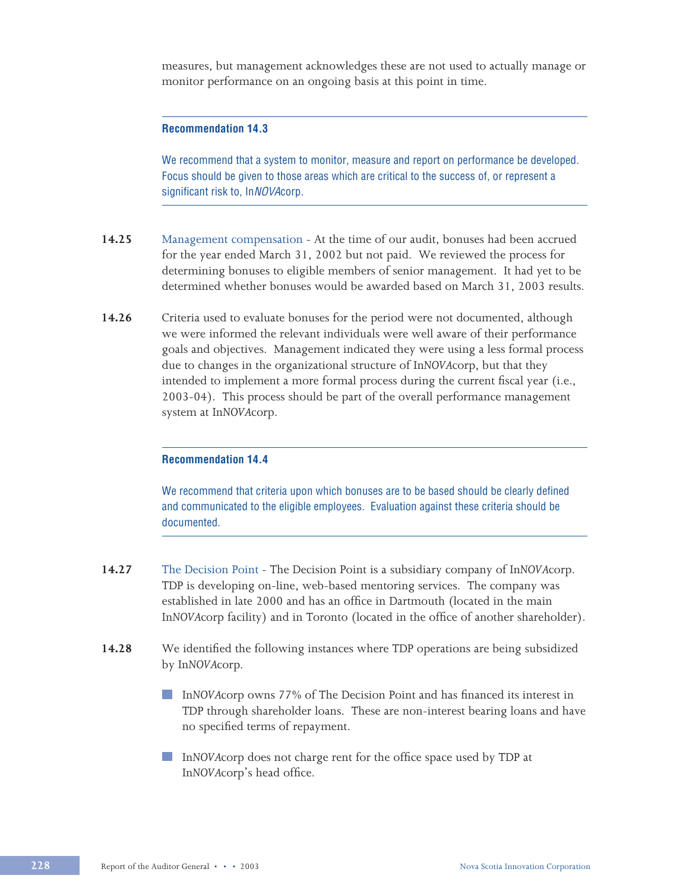measures, but management acknowledges these are not used to actually manage or monitor performance on an ongoing basis at this point in time.

---

**Recommendation 14.3**

We recommend that a system to monitor, measure and report on performance be developed. Focus should be given to those areas which are critical to the success of, or represent a significant risk to, In*NOVA*corp.

---

**14.25** Management compensation - At the time of our audit, bonuses had been accrued for the year ended March 31, 2002 but not paid. We reviewed the process for determining bonuses to eligible members of senior management. It had yet to be determined whether bonuses would be awarded based on March 31, 2003 results.

**14.26** Criteria used to evaluate bonuses for the period were not documented, although we were informed the relevant individuals were well aware of their performance goals and objectives. Management indicated they were using a less formal process due to changes in the organizational structure of In*NOVA*corp, but that they intended to implement a more formal process during the current fiscal year (i.e., 2003-04). This process should be part of the overall performance management system at In*NOVA*corp.

---

**Recommendation 14.4**

We recommend that criteria upon which bonuses are to be based should be clearly defined and communicated to the eligible employees. Evaluation against these criteria should be documented.

---

**14.27** The Decision Point - The Decision Point is a subsidiary company of In*NOVA*corp. TDP is developing on-line, web-based mentoring services. The company was established in late 2000 and has an office in Dartmouth (located in the main In*NOVA*corp facility) and in Toronto (located in the office of another shareholder).

**14.28** We identified the following instances where TDP operations are being subsidized by In*NOVA*corp.

- In*NOVA*corp owns 77% of The Decision Point and has financed its interest in TDP through shareholder loans. These are non-interest bearing loans and have no specified terms of repayment.
- In*NOVA*corp does not charge rent for the office space used by TDP at In*NOVA*corp's head office.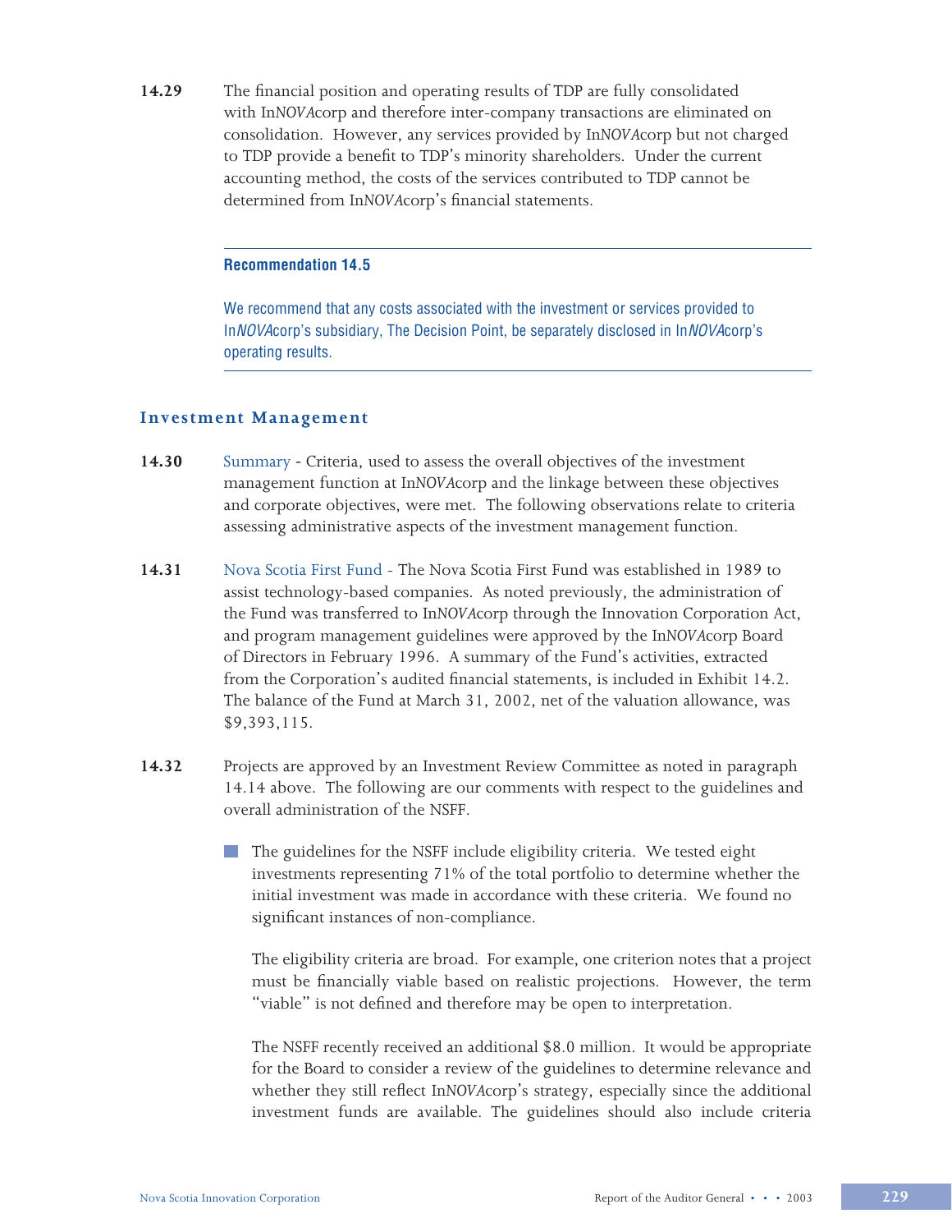**14.29** The financial position and operating results of TDP are fully consolidated with In*NOVA*corp and therefore inter-company transactions are eliminated on consolidation. However, any services provided by In*NOVA*corp but not charged to TDP provide a benefit to TDP's minority shareholders. Under the current accounting method, the costs of the services contributed to TDP cannot be determined from In*NOVA*corp's financial statements.

---

**Recommendation 14.5**

We recommend that any costs associated with the investment or services provided to In*NOVA*corp's subsidiary, The Decision Point, be separately disclosed in In*NOVA*corp's operating results.

---

## Investment Management

**14.30** Summary - Criteria, used to assess the overall objectives of the investment management function at In*NOVA*corp and the linkage between these objectives and corporate objectives, were met. The following observations relate to criteria assessing administrative aspects of the investment management function.

**14.31** Nova Scotia First Fund - The Nova Scotia First Fund was established in 1989 to assist technology-based companies. As noted previously, the administration of the Fund was transferred to In*NOVA*corp through the Innovation Corporation Act, and program management guidelines were approved by the In*NOVA*corp Board of Directors in February 1996. A summary of the Fund's activities, extracted from the Corporation's audited financial statements, is included in Exhibit 14.2. The balance of the Fund at March 31, 2002, net of the valuation allowance, was $9,393,115.

**14.32** Projects are approved by an Investment Review Committee as noted in paragraph 14.14 above. The following are our comments with respect to the guidelines and overall administration of the NSFF.

- The guidelines for the NSFF include eligibility criteria. We tested eight investments representing 71% of the total portfolio to determine whether the initial investment was made in accordance with these criteria. We found no significant instances of non-compliance.

  The eligibility criteria are broad. For example, one criterion notes that a project must be financially viable based on realistic projections. However, the term "viable" is not defined and therefore may be open to interpretation.

  The NSFF recently received an additional $8.0 million. It would be appropriate for the Board to consider a review of the guidelines to determine relevance and whether they still reflect In*NOVA*corp's strategy, especially since the additional investment funds are available. The guidelines should also include criteria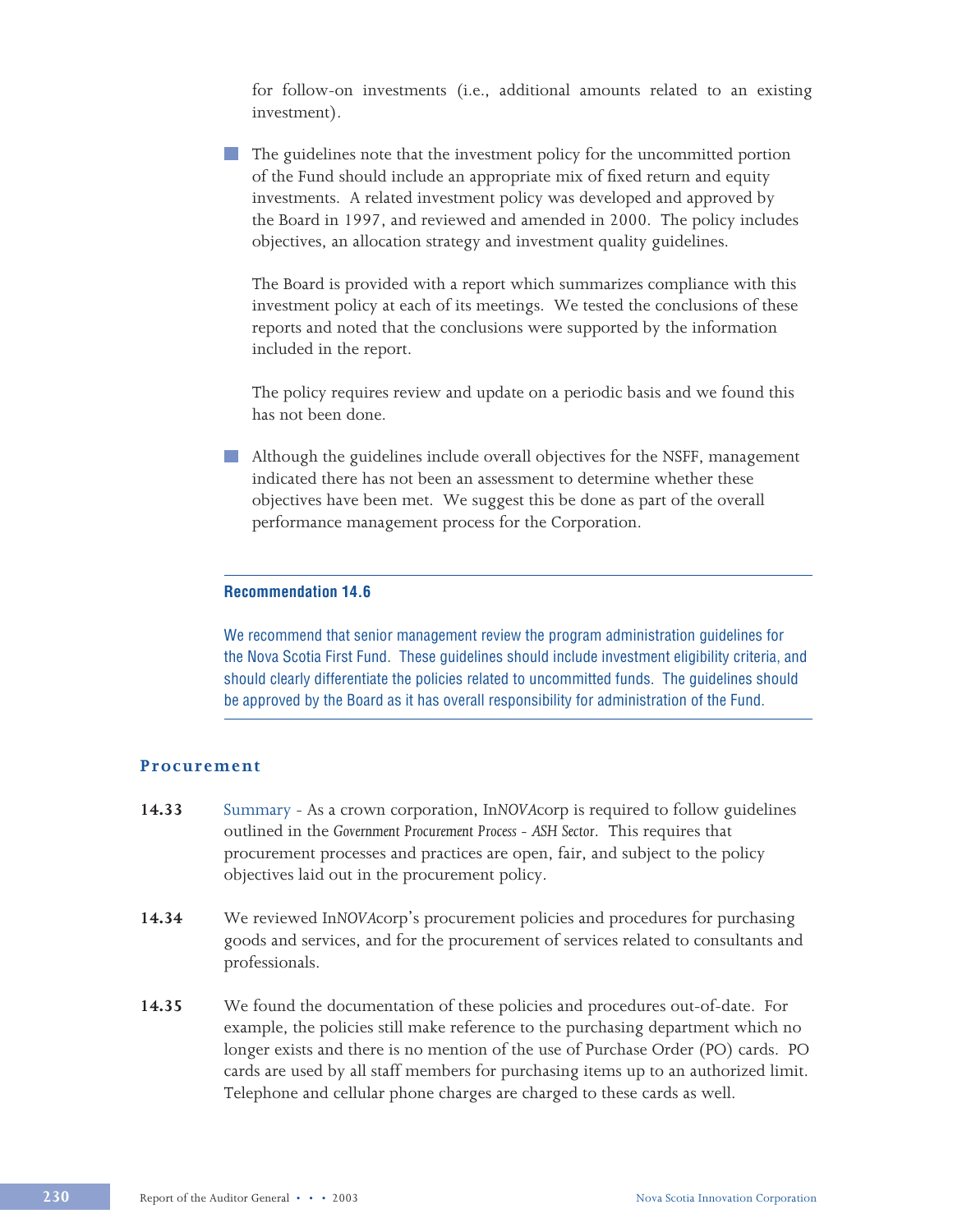for follow-on investments (i.e., additional amounts related to an existing investment).

- The guidelines note that the investment policy for the uncommitted portion of the Fund should include an appropriate mix of fixed return and equity investments. A related investment policy was developed and approved by the Board in 1997, and reviewed and amended in 2000. The policy includes objectives, an allocation strategy and investment quality guidelines.

  The Board is provided with a report which summarizes compliance with this investment policy at each of its meetings. We tested the conclusions of these reports and noted that the conclusions were supported by the information included in the report.

  The policy requires review and update on a periodic basis and we found this has not been done.

- Although the guidelines include overall objectives for the NSFF, management indicated there has not been an assessment to determine whether these objectives have been met. We suggest this be done as part of the overall performance management process for the Corporation.

---

**Recommendation 14.6**

We recommend that senior management review the program administration guidelines for the Nova Scotia First Fund. These guidelines should include investment eligibility criteria, and should clearly differentiate the policies related to uncommitted funds. The guidelines should be approved by the Board as it has overall responsibility for administration of the Fund.

---

## Procurement

**14.33** Summary - As a crown corporation, In*NOVA*corp is required to follow guidelines outlined in the *Government Procurement Process - ASH Sector*. This requires that procurement processes and practices are open, fair, and subject to the policy objectives laid out in the procurement policy.

**14.34** We reviewed In*NOVA*corp's procurement policies and procedures for purchasing goods and services, and for the procurement of services related to consultants and professionals.

**14.35** We found the documentation of these policies and procedures out-of-date. For example, the policies still make reference to the purchasing department which no longer exists and there is no mention of the use of Purchase Order (PO) cards. PO cards are used by all staff members for purchasing items up to an authorized limit. Telephone and cellular phone charges are charged to these cards as well.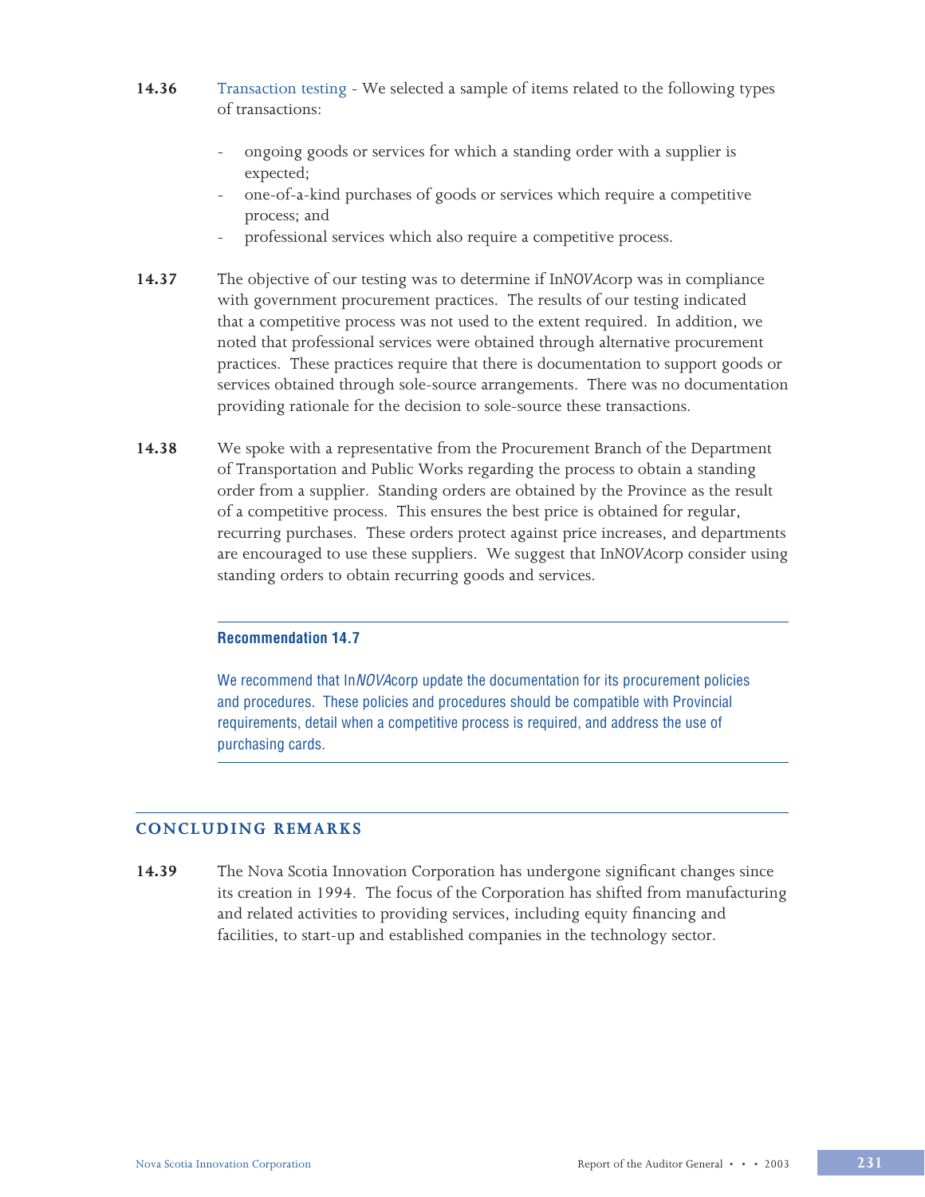**14.36** Transaction testing - We selected a sample of items related to the following types of transactions:

- ongoing goods or services for which a standing order with a supplier is expected;
- one-of-a-kind purchases of goods or services which require a competitive process; and
- professional services which also require a competitive process.

**14.37** The objective of our testing was to determine if In*NOVA*corp was in compliance with government procurement practices. The results of our testing indicated that a competitive process was not used to the extent required. In addition, we noted that professional services were obtained through alternative procurement practices. These practices require that there is documentation to support goods or services obtained through sole-source arrangements. There was no documentation providing rationale for the decision to sole-source these transactions.

**14.38** We spoke with a representative from the Procurement Branch of the Department of Transportation and Public Works regarding the process to obtain a standing order from a supplier. Standing orders are obtained by the Province as the result of a competitive process. This ensures the best price is obtained for regular, recurring purchases. These orders protect against price increases, and departments are encouraged to use these suppliers. We suggest that In*NOVA*corp consider using standing orders to obtain recurring goods and services.

---

**Recommendation 14.7**

We recommend that In*NOVA*corp update the documentation for its procurement policies and procedures. These policies and procedures should be compatible with Provincial requirements, detail when a competitive process is required, and address the use of purchasing cards.

---

## CONCLUDING REMARKS

**14.39** The Nova Scotia Innovation Corporation has undergone significant changes since its creation in 1994. The focus of the Corporation has shifted from manufacturing and related activities to providing services, including equity financing and facilities, to start-up and established companies in the technology sector.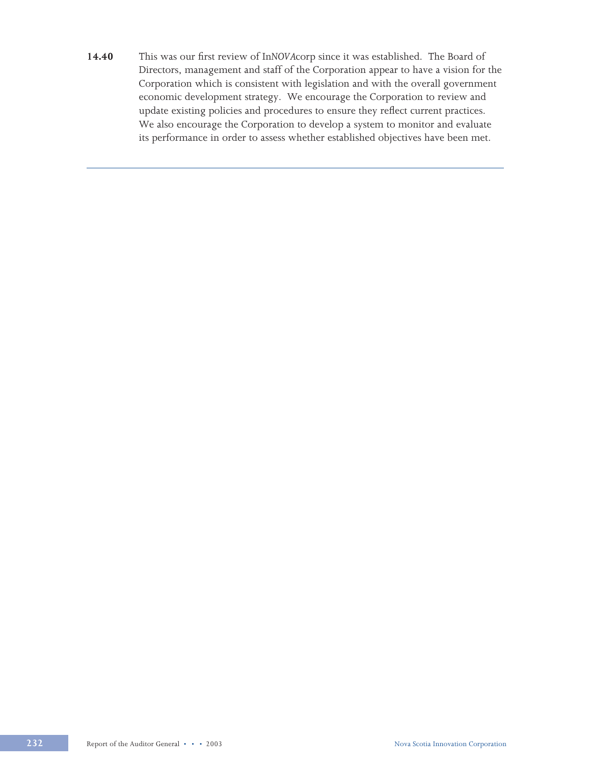**14.40** This was our first review of In*NOVA*corp since it was established. The Board of Directors, management and staff of the Corporation appear to have a vision for the Corporation which is consistent with legislation and with the overall government economic development strategy. We encourage the Corporation to review and update existing policies and procedures to ensure they reflect current practices. We also encourage the Corporation to develop a system to monitor and evaluate its performance in order to assess whether established objectives have been met.

---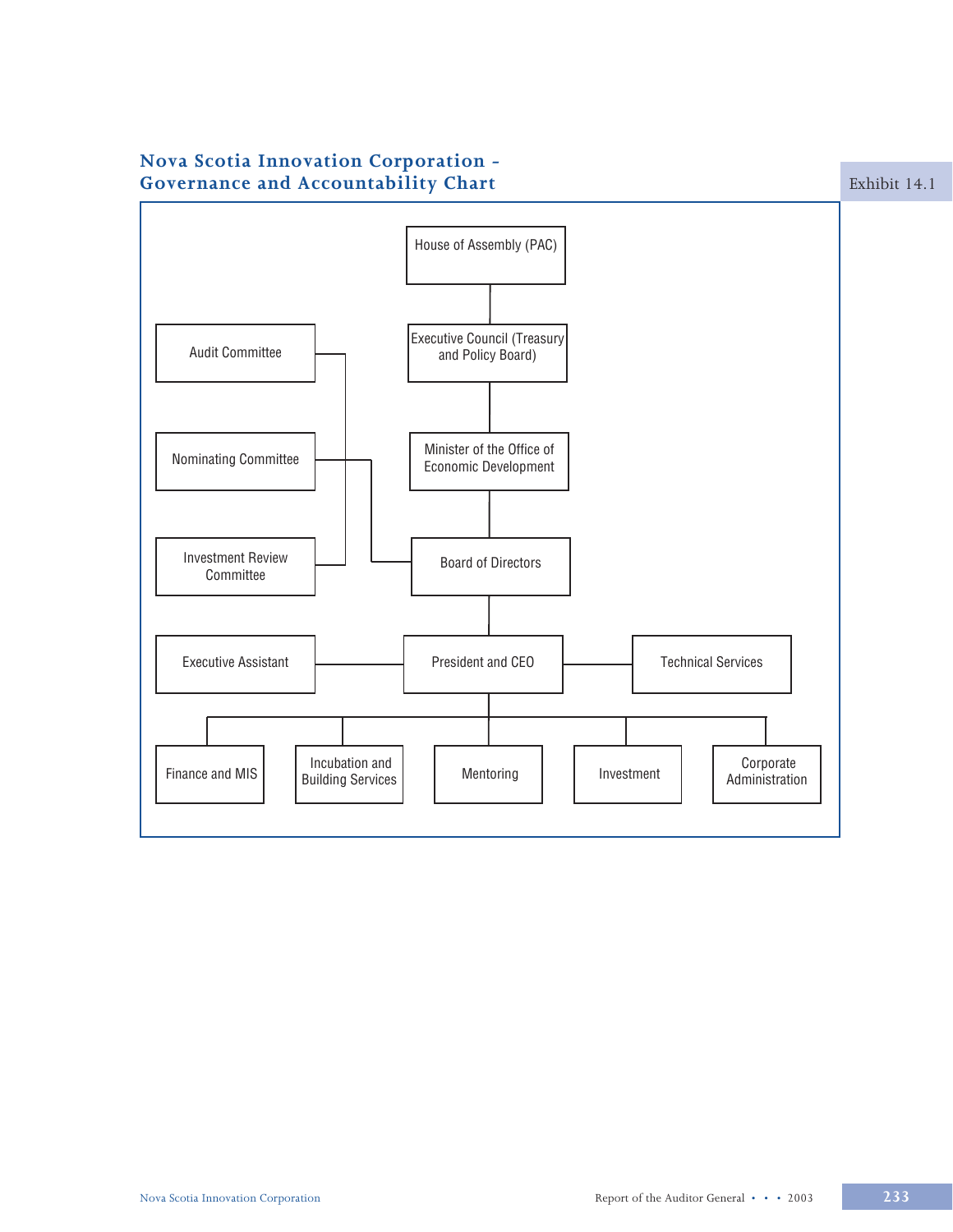## Nova Scotia Innovation Corporation - Governance and Accountability Chart

Exhibit 14.1

- House of Assembly (PAC)
  - Executive Council (Treasury and Policy Board)
    - Minister of the Office of Economic Development
      - Board of Directors
        - Audit Committee
        - Nominating Committee
        - Investment Review Committee
        - President and CEO
          - Executive Assistant
          - Technical Services
          - Finance and MIS
          - Incubation and Building Services
          - Mentoring
          - Investment
          - Corporate Administration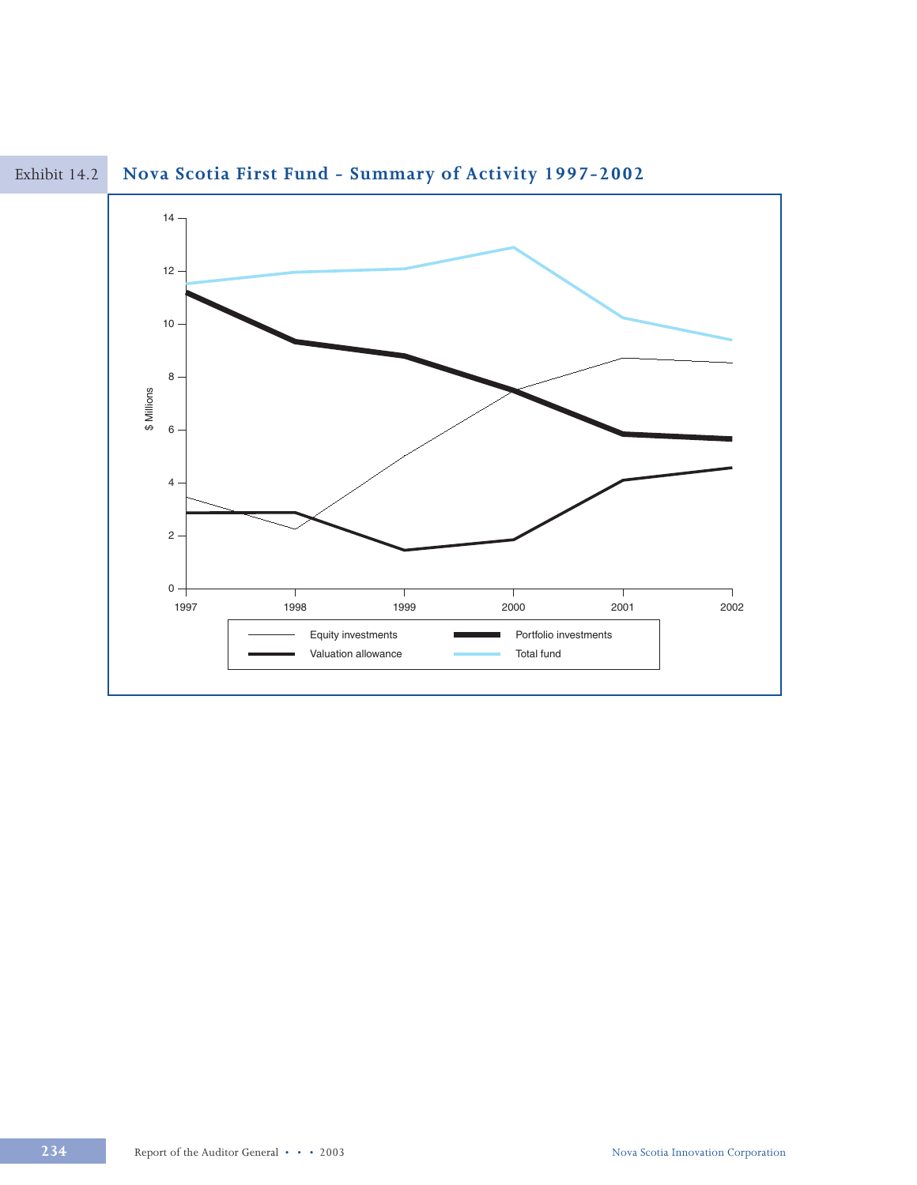Exhibit 14.2 **Nova Scotia First Fund - Summary of Activity 1997-2002**

$ Millions

14
12
10
8
6
4
2
0

1997 1998 1999 2000 2001 2002

Equity investments
Portfolio investments
Valuation allowance
Total fund